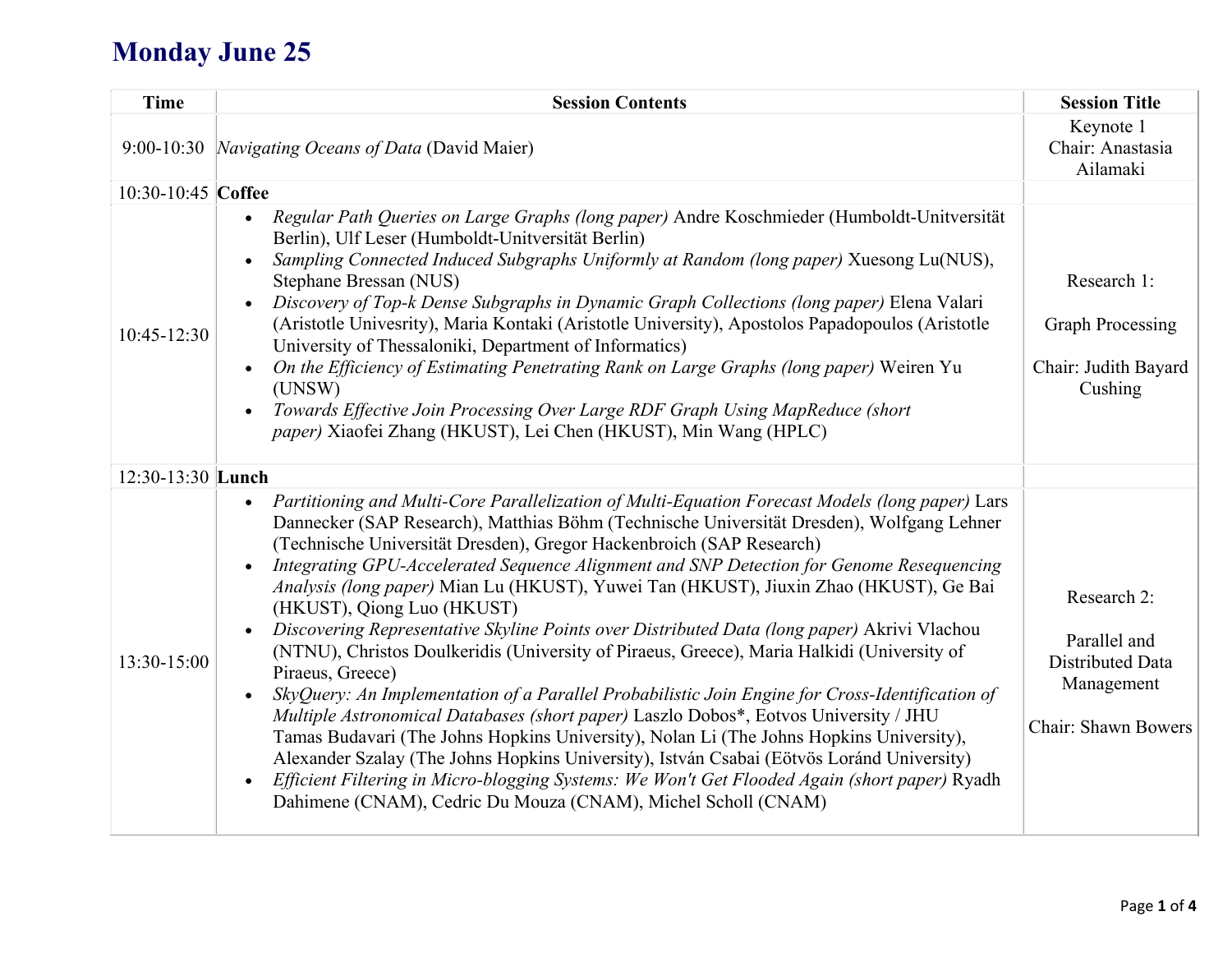# Monday June 25

| Time | Session Contents | Session Title |
|---|---|---|
| 9:00-10:30 | *Navigating Oceans of Data* (David Maier) | Keynote 1<br>Chair: Anastasia Ailamaki |
| 10:30-10:45 | **Coffee** | |
| 10:45-12:30 | • *Regular Path Queries on Large Graphs (long paper)* Andre Koschmieder (Humboldt-Unitversität Berlin), Ulf Leser (Humboldt-Unitversität Berlin)<br>• *Sampling Connected Induced Subgraphs Uniformly at Random (long paper)* Xuesong Lu(NUS), Stephane Bressan (NUS)<br>• *Discovery of Top-k Dense Subgraphs in Dynamic Graph Collections (long paper)* Elena Valari (Aristotle Univesrity), Maria Kontaki (Aristotle University), Apostolos Papadopoulos (Aristotle University of Thessaloniki, Department of Informatics)<br>• *On the Efficiency of Estimating Penetrating Rank on Large Graphs (long paper)* Weiren Yu (UNSW)<br>• *Towards Effective Join Processing Over Large RDF Graph Using MapReduce (short paper)* Xiaofei Zhang (HKUST), Lei Chen (HKUST), Min Wang (HPLC) | Research 1:<br><br>Graph Processing<br><br>Chair: Judith Bayard Cushing |
| 12:30-13:30 | **Lunch** | |
| 13:30-15:00 | • *Partitioning and Multi-Core Parallelization of Multi-Equation Forecast Models (long paper)* Lars Dannecker (SAP Research), Matthias Böhm (Technische Universität Dresden), Wolfgang Lehner (Technische Universität Dresden), Gregor Hackenbroich (SAP Research)<br>• *Integrating GPU-Accelerated Sequence Alignment and SNP Detection for Genome Resequencing Analysis (long paper)* Mian Lu (HKUST), Yuwei Tan (HKUST), Jiuxin Zhao (HKUST), Ge Bai (HKUST), Qiong Luo (HKUST)<br>• *Discovering Representative Skyline Points over Distributed Data (long paper)* Akrivi Vlachou (NTNU), Christos Doulkeridis (University of Piraeus, Greece), Maria Halkidi (University of Piraeus, Greece)<br>• *SkyQuery: An Implementation of a Parallel Probabilistic Join Engine for Cross-Identification of Multiple Astronomical Databases (short paper)* Laszlo Dobos*, Eotvos University / JHU Tamas Budavari (The Johns Hopkins University), Nolan Li (The Johns Hopkins University), Alexander Szalay (The Johns Hopkins University), István Csabai (Eötvös Loránd University)<br>• *Efficient Filtering in Micro-blogging Systems: We Won't Get Flooded Again (short paper)* Ryadh Dahimene (CNAM), Cedric Du Mouza (CNAM), Michel Scholl (CNAM) | Research 2:<br><br>Parallel and Distributed Data Management<br><br>Chair: Shawn Bowers |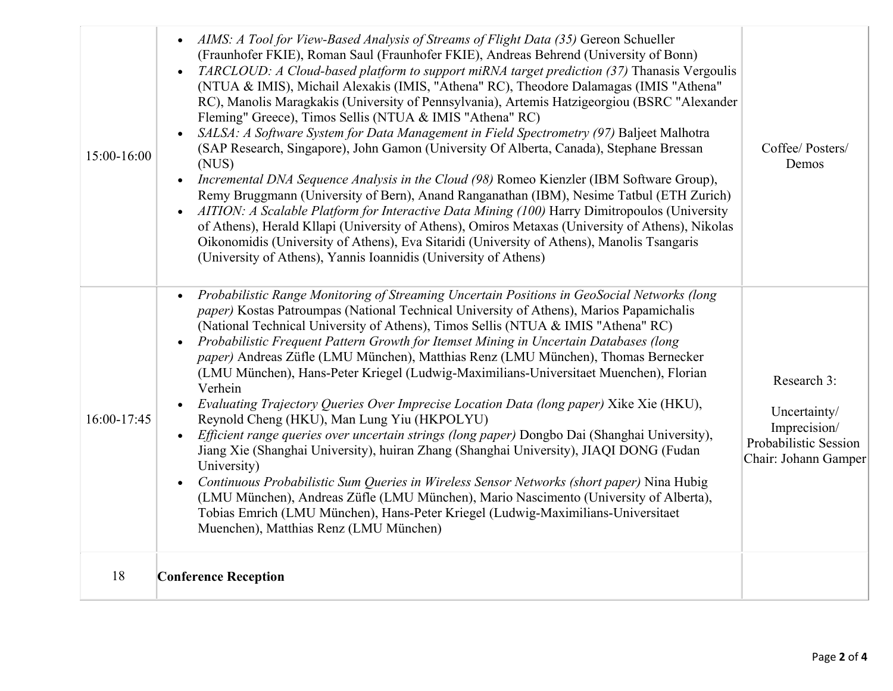| | | |
|---|---|---|
| 15:00-16:00 | • *AIMS: A Tool for View-Based Analysis of Streams of Flight Data (35)* Gereon Schueller (Fraunhofer FKIE), Roman Saul (Fraunhofer FKIE), Andreas Behrend (University of Bonn)<br>• *TARCLOUD: A Cloud-based platform to support miRNA target prediction (37)* Thanasis Vergoulis (NTUA & IMIS), Michail Alexakis (IMIS, "Athena" RC), Theodore Dalamagas (IMIS "Athena" RC), Manolis Maragkakis (University of Pennsylvania), Artemis Hatzigeorgiou (BSRC "Alexander Fleming" Greece), Timos Sellis (NTUA & IMIS "Athena" RC)<br>• *SALSA: A Software System for Data Management in Field Spectrometry (97)* Baljeet Malhotra (SAP Research, Singapore), John Gamon (University Of Alberta, Canada), Stephane Bressan (NUS)<br>• *Incremental DNA Sequence Analysis in the Cloud (98)* Romeo Kienzler (IBM Software Group), Remy Bruggmann (University of Bern), Anand Ranganathan (IBM), Nesime Tatbul (ETH Zurich)<br>• *AITION: A Scalable Platform for Interactive Data Mining (100)* Harry Dimitropoulos (University of Athens), Herald Kllapi (University of Athens), Omiros Metaxas (University of Athens), Nikolas Oikonomidis (University of Athens), Eva Sitaridi (University of Athens), Manolis Tsangaris (University of Athens), Yannis Ioannidis (University of Athens) | Coffee/ Posters/ Demos |
| 16:00-17:45 | • *Probabilistic Range Monitoring of Streaming Uncertain Positions in GeoSocial Networks (long paper)* Kostas Patroumpas (National Technical University of Athens), Marios Papamichalis (National Technical University of Athens), Timos Sellis (NTUA & IMIS "Athena" RC)<br>• *Probabilistic Frequent Pattern Growth for Itemset Mining in Uncertain Databases (long paper)* Andreas Züfle (LMU München), Matthias Renz (LMU München), Thomas Bernecker (LMU München), Hans-Peter Kriegel (Ludwig-Maximilians-Universitaet Muenchen), Florian Verhein<br>• *Evaluating Trajectory Queries Over Imprecise Location Data (long paper)* Xike Xie (HKU), Reynold Cheng (HKU), Man Lung Yiu (HKPOLYU)<br>• *Efficient range queries over uncertain strings (long paper)* Dongbo Dai (Shanghai University), Jiang Xie (Shanghai University), huiran Zhang (Shanghai University), JIAQI DONG (Fudan University)<br>• *Continuous Probabilistic Sum Queries in Wireless Sensor Networks (short paper)* Nina Hubig (LMU München), Andreas Züfle (LMU München), Mario Nascimento (University of Alberta), Tobias Emrich (LMU München), Hans-Peter Kriegel (Ludwig-Maximilians-Universitaet Muenchen), Matthias Renz (LMU München) | Research 3:<br><br>Uncertainty/ Imprecision/ Probabilistic Session Chair: Johann Gamper |
| 18 | **Conference Reception** | |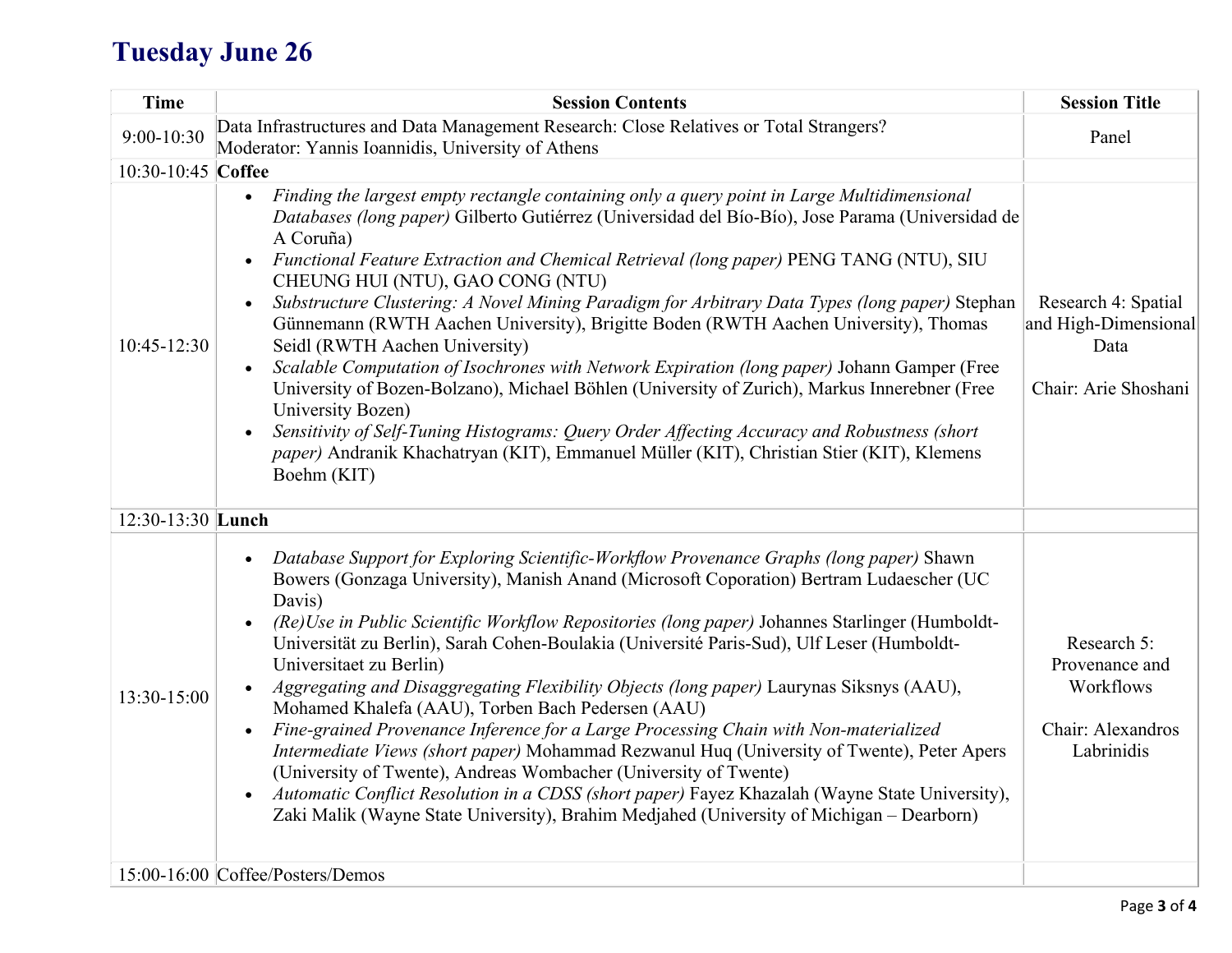# Tuesday June 26

| Time | Session Contents | Session Title |
|---|---|---|
| 9:00-10:30 | Data Infrastructures and Data Management Research: Close Relatives or Total Strangers?<br>Moderator: Yannis Ioannidis, University of Athens | Panel |
| 10:30-10:45 | **Coffee** | |
| 10:45-12:30 | • *Finding the largest empty rectangle containing only a query point in Large Multidimensional Databases (long paper)* Gilberto Gutiérrez (Universidad del Bío-Bío), Jose Parama (Universidad de A Coruña)<br>• *Functional Feature Extraction and Chemical Retrieval (long paper)* PENG TANG (NTU), SIU CHEUNG HUI (NTU), GAO CONG (NTU)<br>• *Substructure Clustering: A Novel Mining Paradigm for Arbitrary Data Types (long paper)* Stephan Günnemann (RWTH Aachen University), Brigitte Boden (RWTH Aachen University), Thomas Seidl (RWTH Aachen University)<br>• *Scalable Computation of Isochrones with Network Expiration (long paper)* Johann Gamper (Free University of Bozen-Bolzano), Michael Böhlen (University of Zurich), Markus Innerebner (Free University Bozen)<br>• *Sensitivity of Self-Tuning Histograms: Query Order Affecting Accuracy and Robustness (short paper)* Andranik Khachatryan (KIT), Emmanuel Müller (KIT), Christian Stier (KIT), Klemens Boehm (KIT) | Research 4: Spatial and High-Dimensional Data<br><br>Chair: Arie Shoshani |
| 12:30-13:30 | **Lunch** | |
| 13:30-15:00 | • *Database Support for Exploring Scientific-Workflow Provenance Graphs (long paper)* Shawn Bowers (Gonzaga University), Manish Anand (Microsoft Coporation) Bertram Ludaescher (UC Davis)<br>• *(Re)Use in Public Scientific Workflow Repositories (long paper)* Johannes Starlinger (Humboldt-Universität zu Berlin), Sarah Cohen-Boulakia (Université Paris-Sud), Ulf Leser (Humboldt-Universitaet zu Berlin)<br>• *Aggregating and Disaggregating Flexibility Objects (long paper)* Laurynas Siksnys (AAU), Mohamed Khalefa (AAU), Torben Bach Pedersen (AAU)<br>• *Fine-grained Provenance Inference for a Large Processing Chain with Non-materialized Intermediate Views (short paper)* Mohammad Rezwanul Huq (University of Twente), Peter Apers (University of Twente), Andreas Wombacher (University of Twente)<br>• *Automatic Conflict Resolution in a CDSS (short paper)* Fayez Khazalah (Wayne State University), Zaki Malik (Wayne State University), Brahim Medjahed (University of Michigan – Dearborn) | Research 5: Provenance and Workflows<br><br>Chair: Alexandros Labrinidis |
| 15:00-16:00 | Coffee/Posters/Demos | |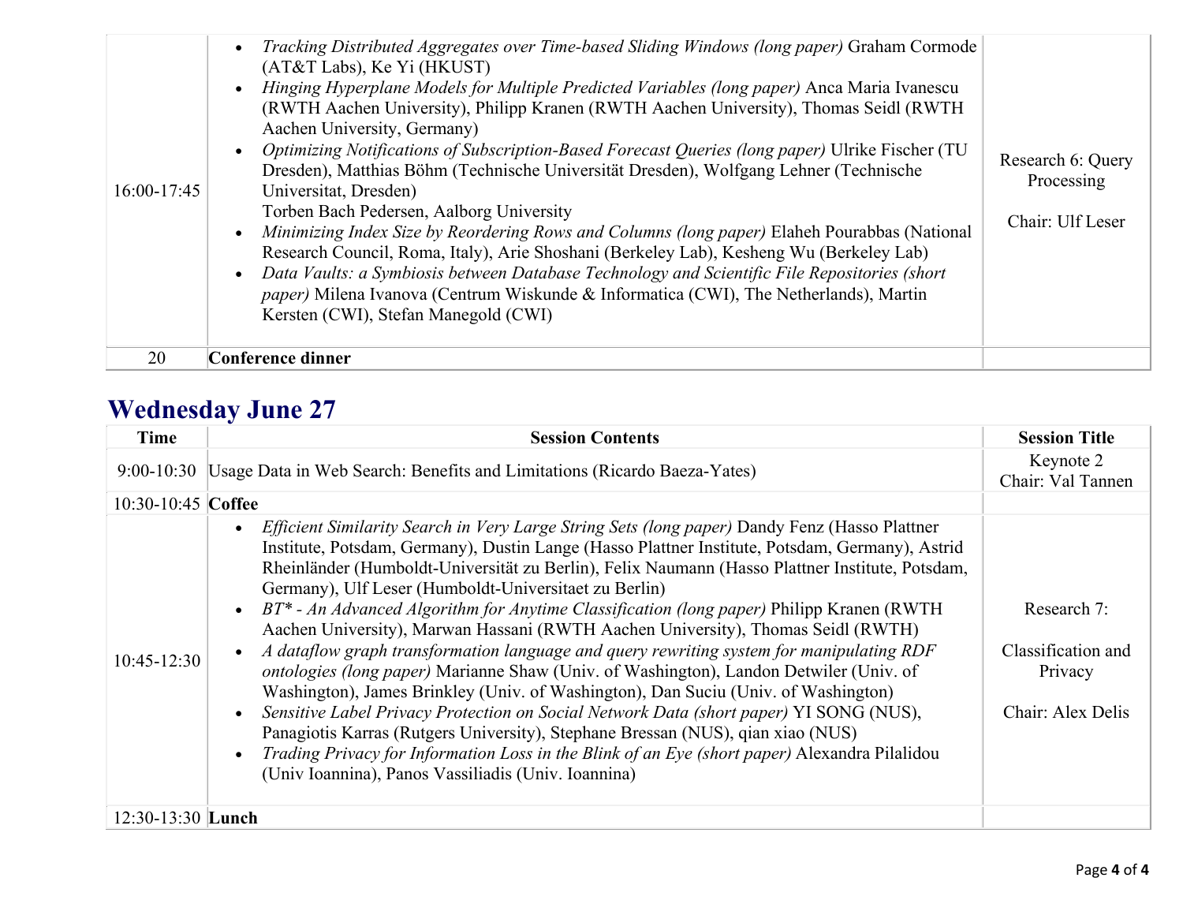| | | |
|---|---|---|
| 16:00-17:45 | • *Tracking Distributed Aggregates over Time-based Sliding Windows (long paper)* Graham Cormode (AT&T Labs), Ke Yi (HKUST)<br>• *Hinging Hyperplane Models for Multiple Predicted Variables (long paper)* Anca Maria Ivanescu (RWTH Aachen University), Philipp Kranen (RWTH Aachen University), Thomas Seidl (RWTH Aachen University, Germany)<br>• *Optimizing Notifications of Subscription-Based Forecast Queries (long paper)* Ulrike Fischer (TU Dresden), Matthias Böhm (Technische Universität Dresden), Wolfgang Lehner (Technische Universitat, Dresden)<br>Torben Bach Pedersen, Aalborg University<br>• *Minimizing Index Size by Reordering Rows and Columns (long paper)* Elaheh Pourabbas (National Research Council, Roma, Italy), Arie Shoshani (Berkeley Lab), Kesheng Wu (Berkeley Lab)<br>• *Data Vaults: a Symbiosis between Database Technology and Scientific File Repositories (short paper)* Milena Ivanova (Centrum Wiskunde & Informatica (CWI), The Netherlands), Martin Kersten (CWI), Stefan Manegold (CWI) | Research 6: Query Processing<br><br>Chair: Ulf Leser |
| 20 | **Conference dinner** | |

## Wednesday June 27

| Time | Session Contents | Session Title |
|---|---|---|
| 9:00-10:30 | Usage Data in Web Search: Benefits and Limitations (Ricardo Baeza-Yates) | Keynote 2<br>Chair: Val Tannen |
| 10:30-10:45 | **Coffee** | |
| 10:45-12:30 | • *Efficient Similarity Search in Very Large String Sets (long paper)* Dandy Fenz (Hasso Plattner Institute, Potsdam, Germany), Dustin Lange (Hasso Plattner Institute, Potsdam, Germany), Astrid Rheinländer (Humboldt-Universität zu Berlin), Felix Naumann (Hasso Plattner Institute, Potsdam, Germany), Ulf Leser (Humboldt-Universitaet zu Berlin)<br>• *BT* - An Advanced Algorithm for Anytime Classification (long paper)* Philipp Kranen (RWTH Aachen University), Marwan Hassani (RWTH Aachen University), Thomas Seidl (RWTH)<br>• *A dataflow graph transformation language and query rewriting system for manipulating RDF ontologies (long paper)* Marianne Shaw (Univ. of Washington), Landon Detwiler (Univ. of Washington), James Brinkley (Univ. of Washington), Dan Suciu (Univ. of Washington)<br>• *Sensitive Label Privacy Protection on Social Network Data (short paper)* YI SONG (NUS), Panagiotis Karras (Rutgers University), Stephane Bressan (NUS), qian xiao (NUS)<br>• *Trading Privacy for Information Loss in the Blink of an Eye (short paper)* Alexandra Pilalidou (Univ Ioannina), Panos Vassiliadis (Univ. Ioannina) | Research 7:<br><br>Classification and Privacy<br><br>Chair: Alex Delis |
| 12:30-13:30 | **Lunch** | |